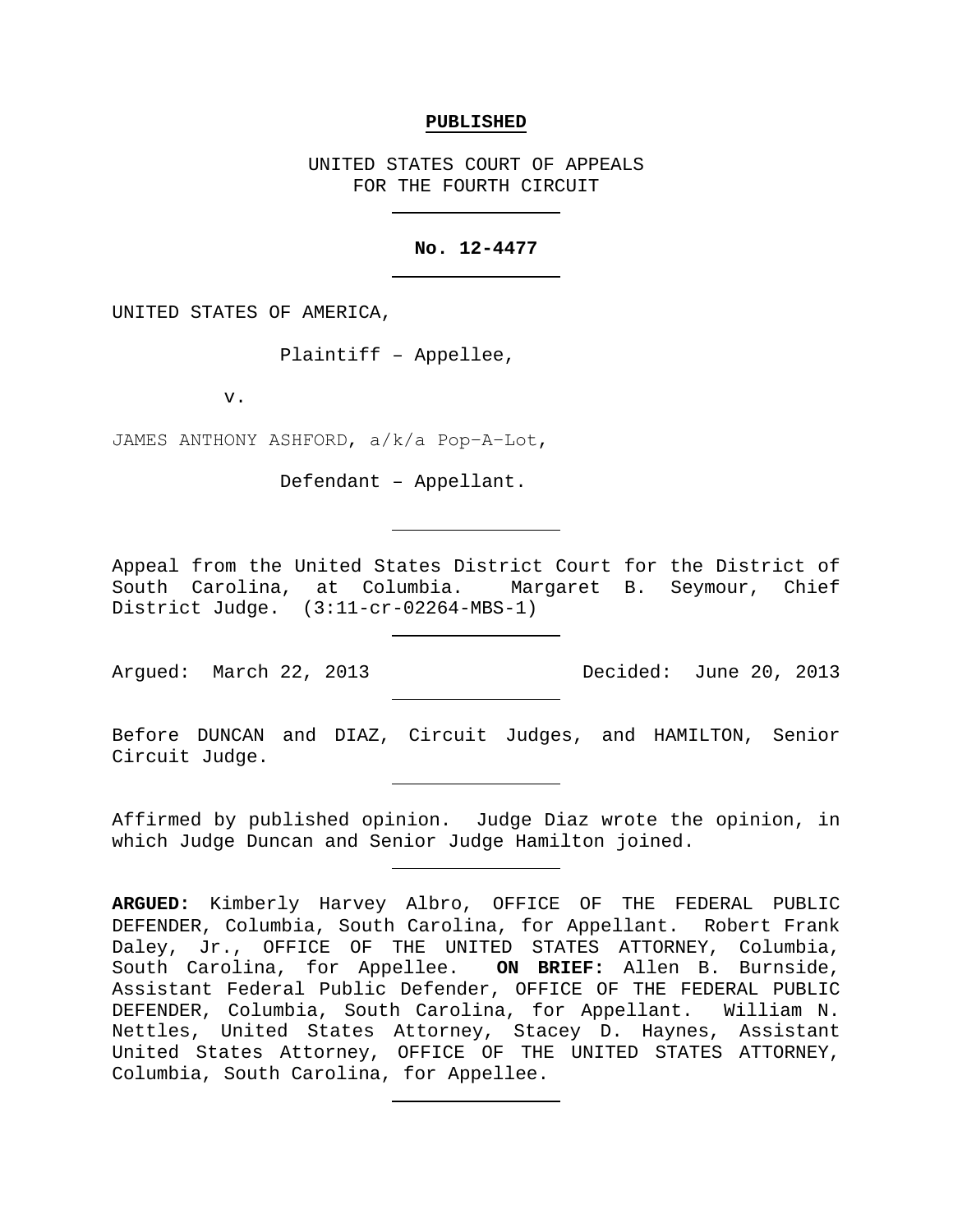**PUBLISHED**

UNITED STATES COURT OF APPEALS
FOR THE FOURTH CIRCUIT

---

**No. 12-4477**

---

UNITED STATES OF AMERICA,

Plaintiff – Appellee,

v.

JAMES ANTHONY ASHFORD, a/k/a Pop–A–Lot,

Defendant – Appellant.

---

Appeal from the United States District Court for the District of South Carolina, at Columbia. Margaret B. Seymour, Chief District Judge. (3:11-cr-02264-MBS-1)

---

Argued: March 22, 2013 Decided: June 20, 2013

---

Before DUNCAN and DIAZ, Circuit Judges, and HAMILTON, Senior Circuit Judge.

---

Affirmed by published opinion. Judge Diaz wrote the opinion, in which Judge Duncan and Senior Judge Hamilton joined.

---

**ARGUED:** Kimberly Harvey Albro, OFFICE OF THE FEDERAL PUBLIC DEFENDER, Columbia, South Carolina, for Appellant. Robert Frank Daley, Jr., OFFICE OF THE UNITED STATES ATTORNEY, Columbia, South Carolina, for Appellee. **ON BRIEF:** Allen B. Burnside, Assistant Federal Public Defender, OFFICE OF THE FEDERAL PUBLIC DEFENDER, Columbia, South Carolina, for Appellant. William N. Nettles, United States Attorney, Stacey D. Haynes, Assistant United States Attorney, OFFICE OF THE UNITED STATES ATTORNEY, Columbia, South Carolina, for Appellee.

---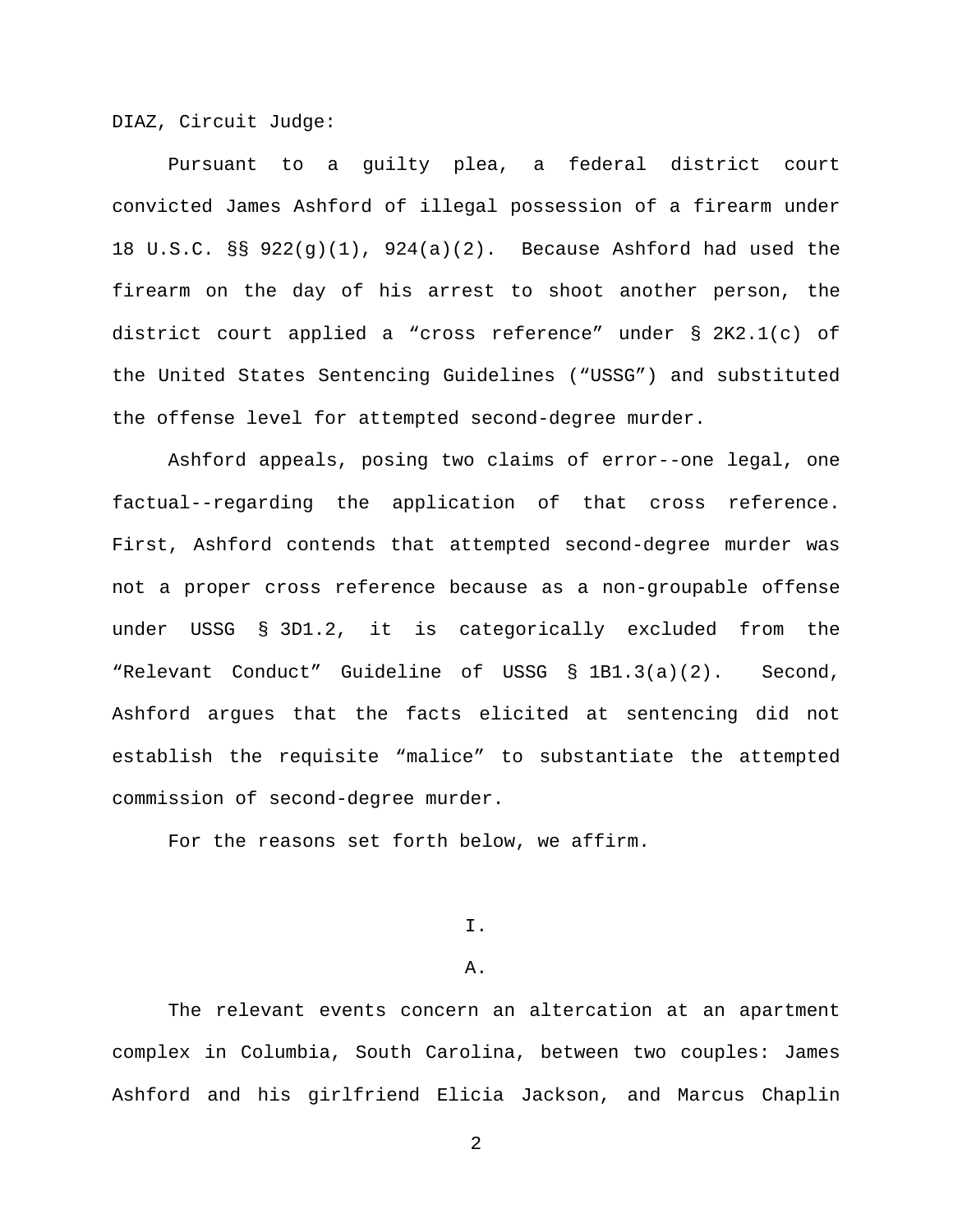DIAZ, Circuit Judge:

Pursuant to a guilty plea, a federal district court convicted James Ashford of illegal possession of a firearm under 18 U.S.C. §§ 922(g)(1), 924(a)(2). Because Ashford had used the firearm on the day of his arrest to shoot another person, the district court applied a "cross reference" under § 2K2.1(c) of the United States Sentencing Guidelines ("USSG") and substituted the offense level for attempted second-degree murder.

Ashford appeals, posing two claims of error--one legal, one factual--regarding the application of that cross reference. First, Ashford contends that attempted second-degree murder was not a proper cross reference because as a non-groupable offense under USSG § 3D1.2, it is categorically excluded from the "Relevant Conduct" Guideline of USSG § 1B1.3(a)(2). Second, Ashford argues that the facts elicited at sentencing did not establish the requisite "malice" to substantiate the attempted commission of second-degree murder.

For the reasons set forth below, we affirm.

# I.

## A.

The relevant events concern an altercation at an apartment complex in Columbia, South Carolina, between two couples: James Ashford and his girlfriend Elicia Jackson, and Marcus Chaplin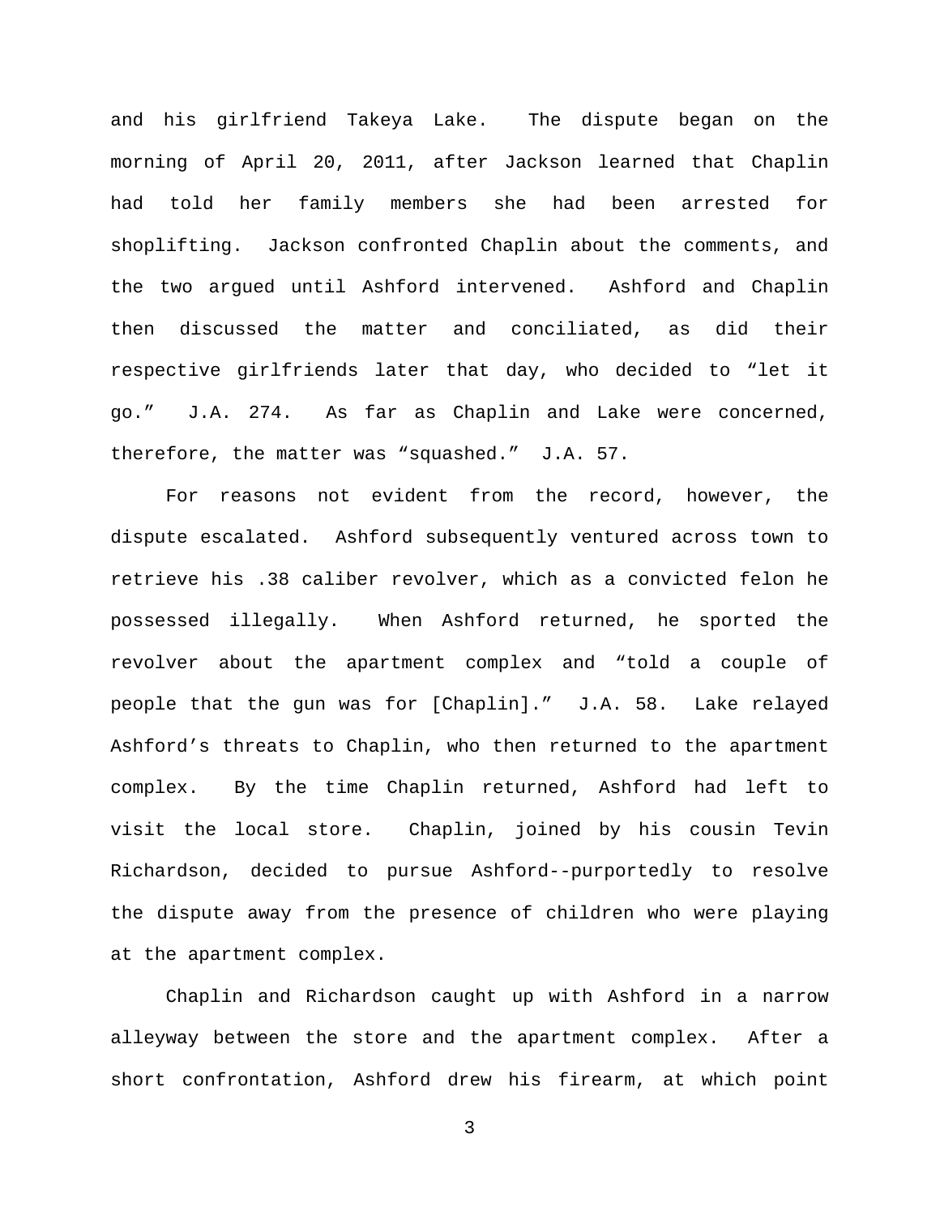and his girlfriend Takeya Lake. The dispute began on the morning of April 20, 2011, after Jackson learned that Chaplin had told her family members she had been arrested for shoplifting. Jackson confronted Chaplin about the comments, and the two argued until Ashford intervened. Ashford and Chaplin then discussed the matter and conciliated, as did their respective girlfriends later that day, who decided to "let it go." J.A. 274. As far as Chaplin and Lake were concerned, therefore, the matter was "squashed." J.A. 57.

For reasons not evident from the record, however, the dispute escalated. Ashford subsequently ventured across town to retrieve his .38 caliber revolver, which as a convicted felon he possessed illegally. When Ashford returned, he sported the revolver about the apartment complex and "told a couple of people that the gun was for [Chaplin]." J.A. 58. Lake relayed Ashford's threats to Chaplin, who then returned to the apartment complex. By the time Chaplin returned, Ashford had left to visit the local store. Chaplin, joined by his cousin Tevin Richardson, decided to pursue Ashford--purportedly to resolve the dispute away from the presence of children who were playing at the apartment complex.

Chaplin and Richardson caught up with Ashford in a narrow alleyway between the store and the apartment complex. After a short confrontation, Ashford drew his firearm, at which point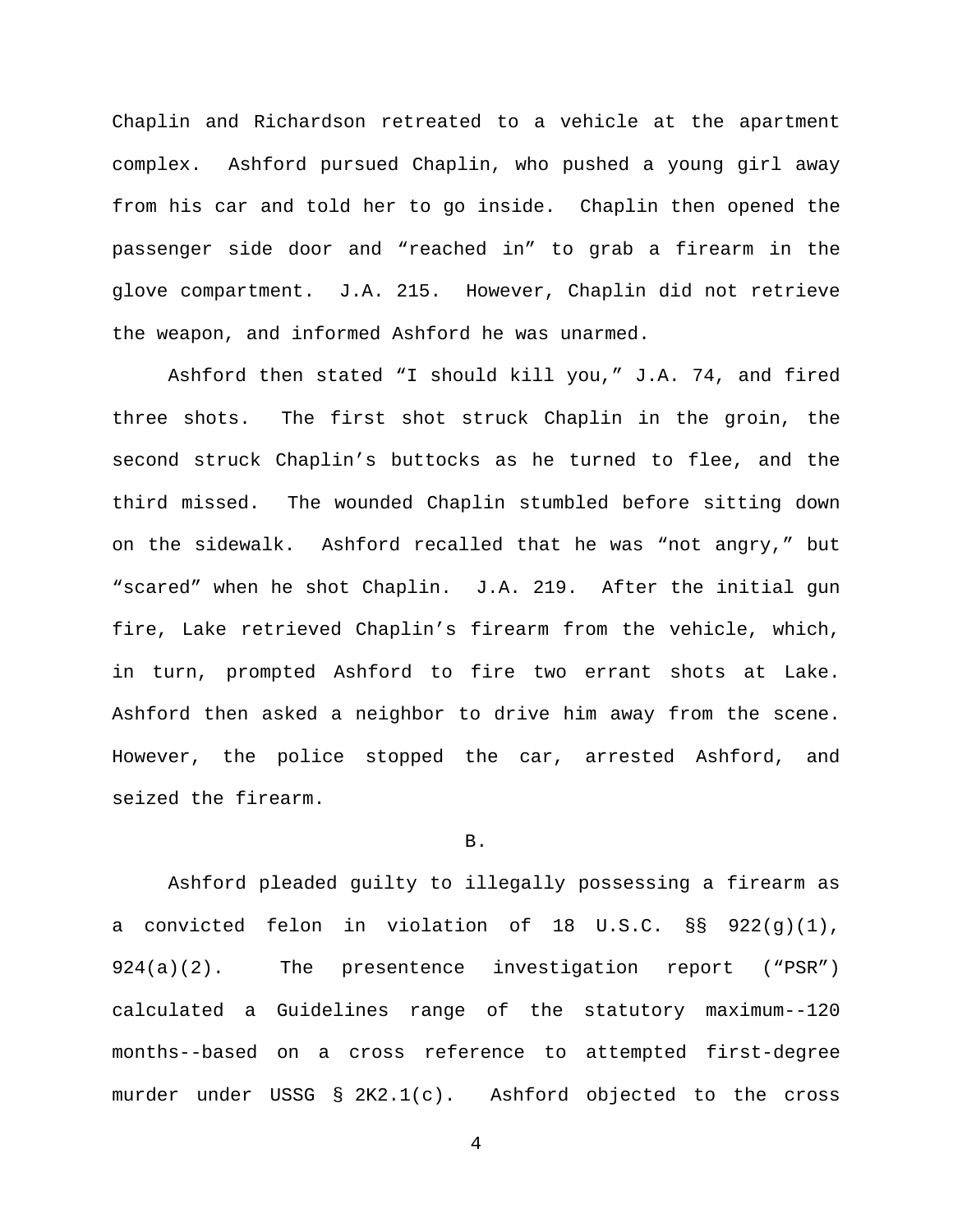Chaplin and Richardson retreated to a vehicle at the apartment complex. Ashford pursued Chaplin, who pushed a young girl away from his car and told her to go inside. Chaplin then opened the passenger side door and "reached in" to grab a firearm in the glove compartment. J.A. 215. However, Chaplin did not retrieve the weapon, and informed Ashford he was unarmed.

Ashford then stated "I should kill you," J.A. 74, and fired three shots. The first shot struck Chaplin in the groin, the second struck Chaplin's buttocks as he turned to flee, and the third missed. The wounded Chaplin stumbled before sitting down on the sidewalk. Ashford recalled that he was "not angry," but "scared" when he shot Chaplin. J.A. 219. After the initial gun fire, Lake retrieved Chaplin's firearm from the vehicle, which, in turn, prompted Ashford to fire two errant shots at Lake. Ashford then asked a neighbor to drive him away from the scene. However, the police stopped the car, arrested Ashford, and seized the firearm.

B.

Ashford pleaded guilty to illegally possessing a firearm as a convicted felon in violation of 18 U.S.C. §§ 922(g)(1), 924(a)(2). The presentence investigation report ("PSR") calculated a Guidelines range of the statutory maximum--120 months--based on a cross reference to attempted first-degree murder under USSG § 2K2.1(c). Ashford objected to the cross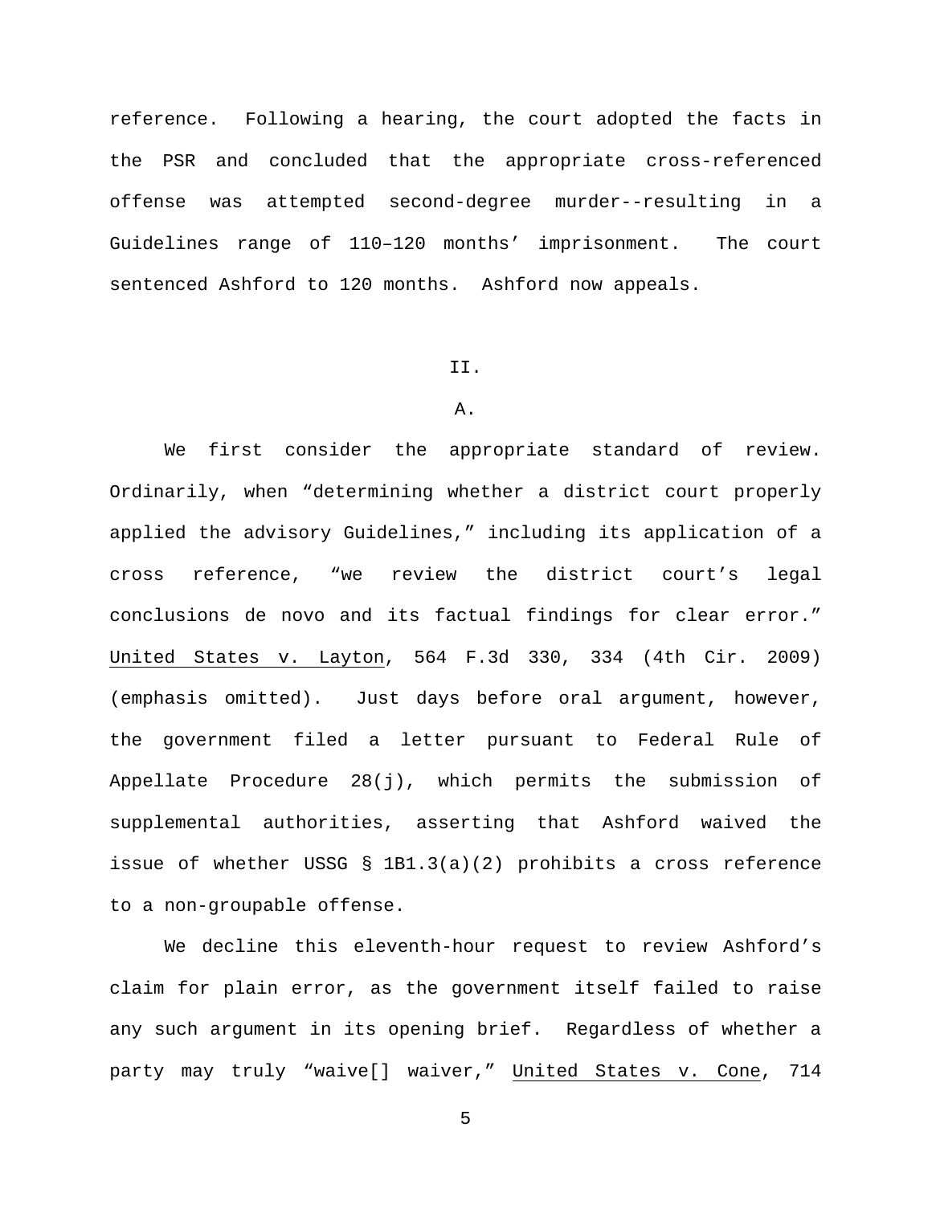reference. Following a hearing, the court adopted the facts in the PSR and concluded that the appropriate cross-referenced offense was attempted second-degree murder--resulting in a Guidelines range of 110–120 months' imprisonment. The court sentenced Ashford to 120 months. Ashford now appeals.

## II.

### A.

We first consider the appropriate standard of review. Ordinarily, when "determining whether a district court properly applied the advisory Guidelines," including its application of a cross reference, "we review the district court's legal conclusions de novo and its factual findings for clear error." United States v. Layton, 564 F.3d 330, 334 (4th Cir. 2009) (emphasis omitted). Just days before oral argument, however, the government filed a letter pursuant to Federal Rule of Appellate Procedure 28(j), which permits the submission of supplemental authorities, asserting that Ashford waived the issue of whether USSG § 1B1.3(a)(2) prohibits a cross reference to a non-groupable offense.

We decline this eleventh-hour request to review Ashford's claim for plain error, as the government itself failed to raise any such argument in its opening brief. Regardless of whether a party may truly "waive[] waiver," United States v. Cone, 714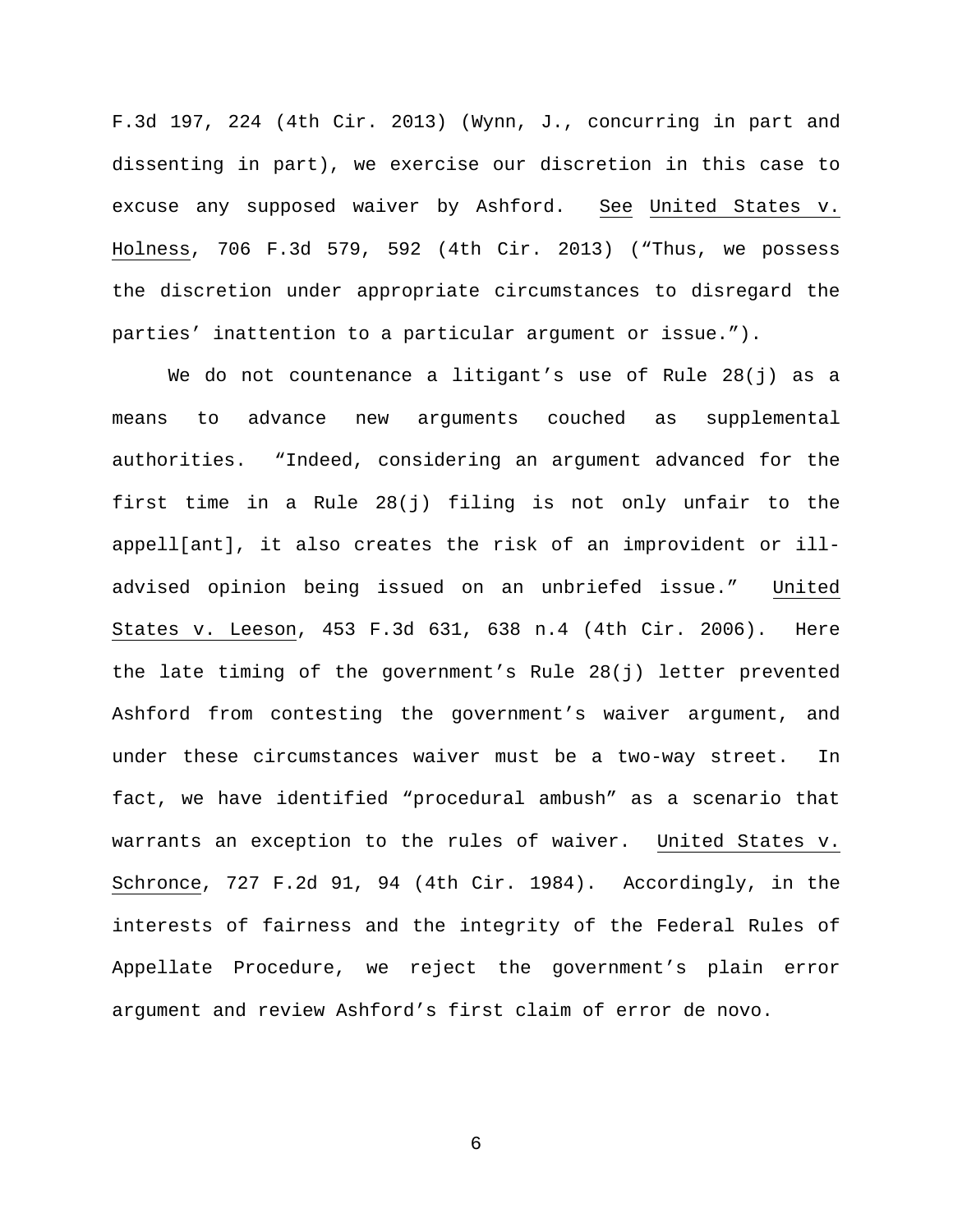F.3d 197, 224 (4th Cir. 2013) (Wynn, J., concurring in part and dissenting in part), we exercise our discretion in this case to excuse any supposed waiver by Ashford. See United States v. Holness, 706 F.3d 579, 592 (4th Cir. 2013) ("Thus, we possess the discretion under appropriate circumstances to disregard the parties' inattention to a particular argument or issue.").

We do not countenance a litigant's use of Rule 28(j) as a means to advance new arguments couched as supplemental authorities. "Indeed, considering an argument advanced for the first time in a Rule 28(j) filing is not only unfair to the appell[ant], it also creates the risk of an improvident or ill-advised opinion being issued on an unbriefed issue." United States v. Leeson, 453 F.3d 631, 638 n.4 (4th Cir. 2006). Here the late timing of the government's Rule 28(j) letter prevented Ashford from contesting the government's waiver argument, and under these circumstances waiver must be a two-way street. In fact, we have identified "procedural ambush" as a scenario that warrants an exception to the rules of waiver. United States v. Schronce, 727 F.2d 91, 94 (4th Cir. 1984). Accordingly, in the interests of fairness and the integrity of the Federal Rules of Appellate Procedure, we reject the government's plain error argument and review Ashford's first claim of error de novo.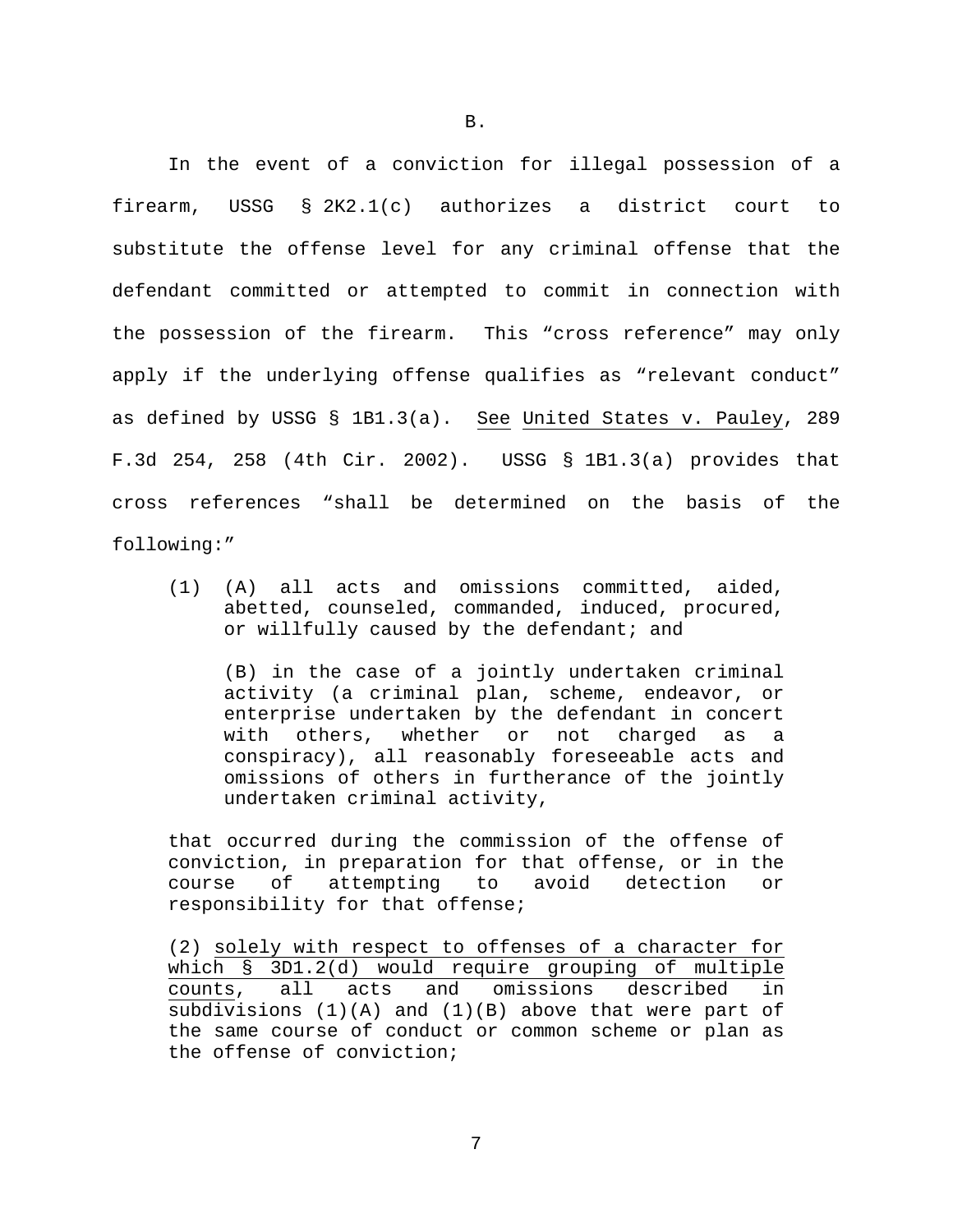B.

In the event of a conviction for illegal possession of a firearm, USSG § 2K2.1(c) authorizes a district court to substitute the offense level for any criminal offense that the defendant committed or attempted to commit in connection with the possession of the firearm. This "cross reference" may only apply if the underlying offense qualifies as "relevant conduct" as defined by USSG § 1B1.3(a). See United States v. Pauley, 289 F.3d 254, 258 (4th Cir. 2002). USSG § 1B1.3(a) provides that cross references "shall be determined on the basis of the following:"

> (1) (A) all acts and omissions committed, aided, abetted, counseled, commanded, induced, procured, or willfully caused by the defendant; and
>
> (B) in the case of a jointly undertaken criminal activity (a criminal plan, scheme, endeavor, or enterprise undertaken by the defendant in concert with others, whether or not charged as a conspiracy), all reasonably foreseeable acts and omissions of others in furtherance of the jointly undertaken criminal activity,
>
> that occurred during the commission of the offense of conviction, in preparation for that offense, or in the course of attempting to avoid detection or responsibility for that offense;
>
> (2) solely with respect to offenses of a character for which § 3D1.2(d) would require grouping of multiple counts, all acts and omissions described in subdivisions (1)(A) and (1)(B) above that were part of the same course of conduct or common scheme or plan as the offense of conviction;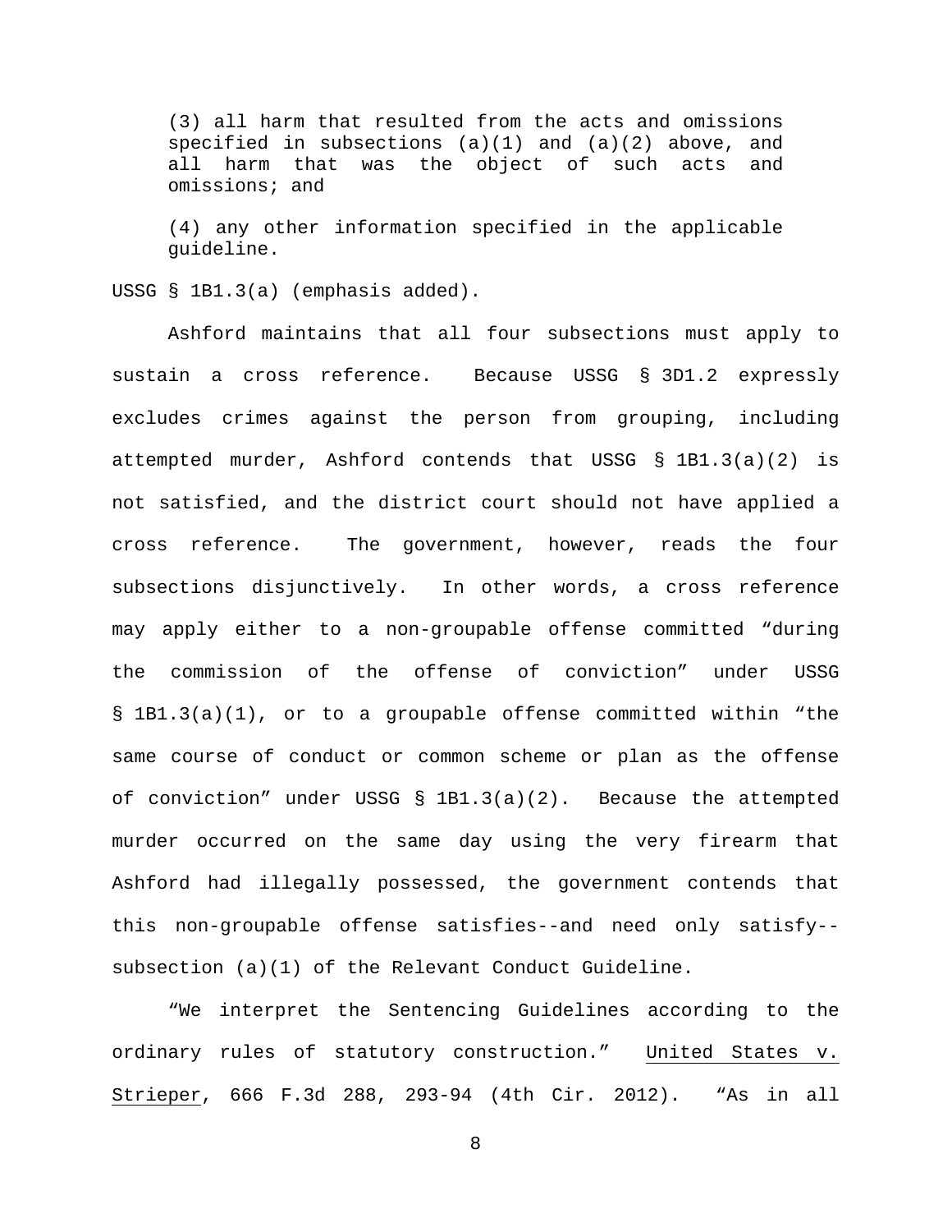> (3) all harm that resulted from the acts and omissions specified in subsections (a)(1) and (a)(2) above, and all harm that was the object of such acts and omissions; and
>
> (4) any other information specified in the applicable guideline.

USSG § 1B1.3(a) (emphasis added).

Ashford maintains that all four subsections must apply to sustain a cross reference. Because USSG § 3D1.2 expressly excludes crimes against the person from grouping, including attempted murder, Ashford contends that USSG § 1B1.3(a)(2) is not satisfied, and the district court should not have applied a cross reference. The government, however, reads the four subsections disjunctively. In other words, a cross reference may apply either to a non-groupable offense committed "during the commission of the offense of conviction" under USSG § 1B1.3(a)(1), or to a groupable offense committed within "the same course of conduct or common scheme or plan as the offense of conviction" under USSG § 1B1.3(a)(2). Because the attempted murder occurred on the same day using the very firearm that Ashford had illegally possessed, the government contends that this non-groupable offense satisfies--and need only satisfy--subsection (a)(1) of the Relevant Conduct Guideline.

"We interpret the Sentencing Guidelines according to the ordinary rules of statutory construction." United States v. Strieper, 666 F.3d 288, 293-94 (4th Cir. 2012). "As in all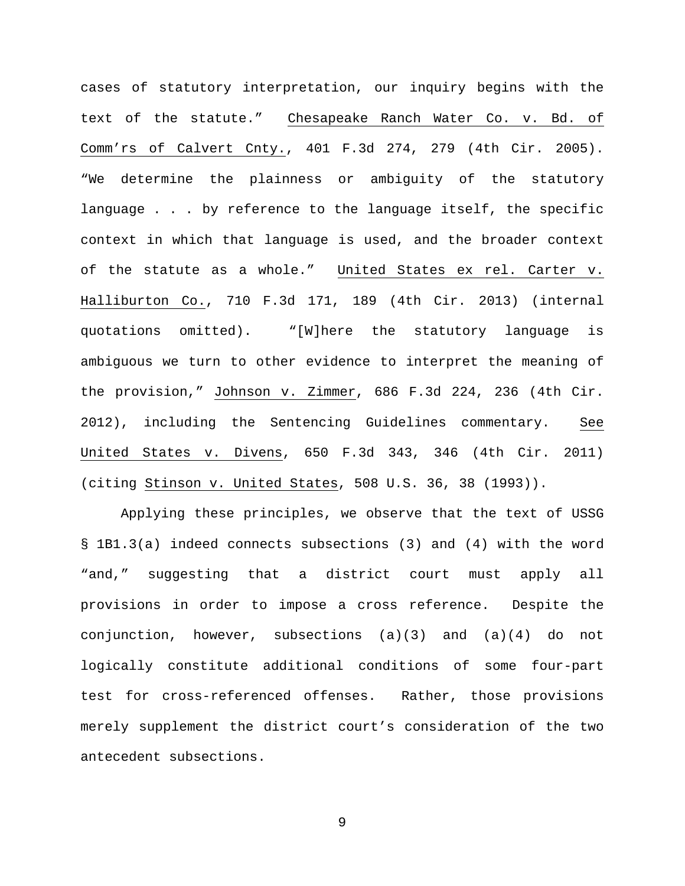cases of statutory interpretation, our inquiry begins with the text of the statute." Chesapeake Ranch Water Co. v. Bd. of Comm'rs of Calvert Cnty., 401 F.3d 274, 279 (4th Cir. 2005). "We determine the plainness or ambiguity of the statutory language . . . by reference to the language itself, the specific context in which that language is used, and the broader context of the statute as a whole." United States ex rel. Carter v. Halliburton Co., 710 F.3d 171, 189 (4th Cir. 2013) (internal quotations omitted). "[W]here the statutory language is ambiguous we turn to other evidence to interpret the meaning of the provision," Johnson v. Zimmer, 686 F.3d 224, 236 (4th Cir. 2012), including the Sentencing Guidelines commentary. See United States v. Divens, 650 F.3d 343, 346 (4th Cir. 2011) (citing Stinson v. United States, 508 U.S. 36, 38 (1993)).

Applying these principles, we observe that the text of USSG § 1B1.3(a) indeed connects subsections (3) and (4) with the word "and," suggesting that a district court must apply all provisions in order to impose a cross reference. Despite the conjunction, however, subsections (a)(3) and (a)(4) do not logically constitute additional conditions of some four-part test for cross-referenced offenses. Rather, those provisions merely supplement the district court's consideration of the two antecedent subsections.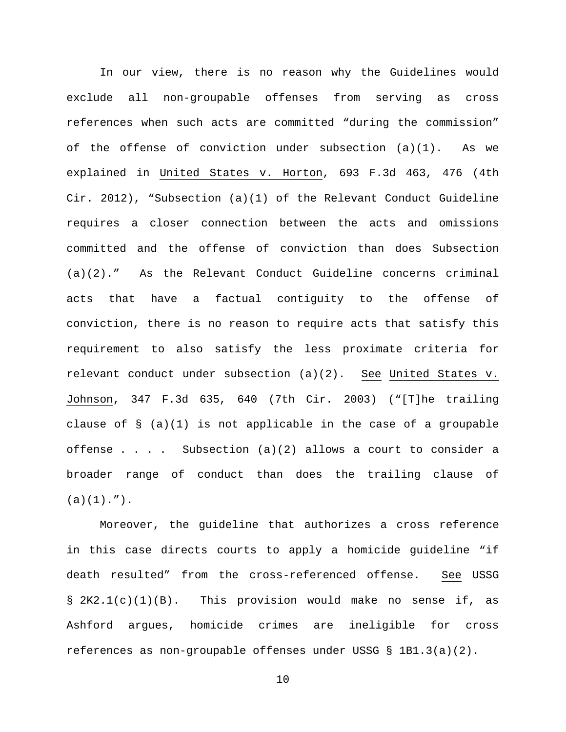In our view, there is no reason why the Guidelines would exclude all non-groupable offenses from serving as cross references when such acts are committed "during the commission" of the offense of conviction under subsection (a)(1). As we explained in United States v. Horton, 693 F.3d 463, 476 (4th Cir. 2012), "Subsection (a)(1) of the Relevant Conduct Guideline requires a closer connection between the acts and omissions committed and the offense of conviction than does Subsection (a)(2)." As the Relevant Conduct Guideline concerns criminal acts that have a factual contiguity to the offense of conviction, there is no reason to require acts that satisfy this requirement to also satisfy the less proximate criteria for relevant conduct under subsection (a)(2). See United States v. Johnson, 347 F.3d 635, 640 (7th Cir. 2003) ("[T]he trailing clause of § (a)(1) is not applicable in the case of a groupable offense . . . . Subsection (a)(2) allows a court to consider a broader range of conduct than does the trailing clause of (a)(1).").

Moreover, the guideline that authorizes a cross reference in this case directs courts to apply a homicide guideline "if death resulted" from the cross-referenced offense. See USSG § 2K2.1(c)(1)(B). This provision would make no sense if, as Ashford argues, homicide crimes are ineligible for cross references as non-groupable offenses under USSG § 1B1.3(a)(2).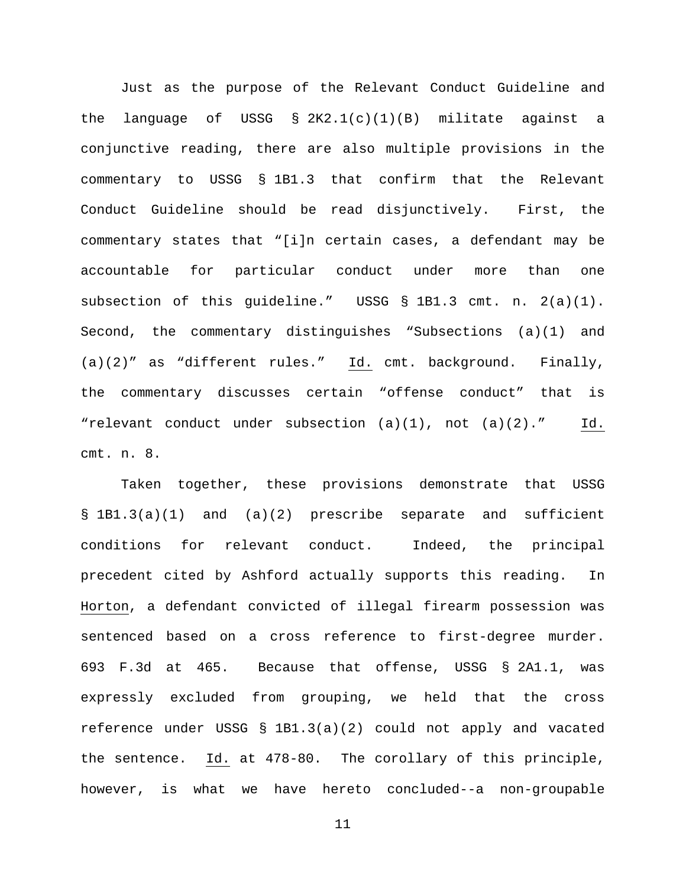Just as the purpose of the Relevant Conduct Guideline and the language of USSG § 2K2.1(c)(1)(B) militate against a conjunctive reading, there are also multiple provisions in the commentary to USSG § 1B1.3 that confirm that the Relevant Conduct Guideline should be read disjunctively. First, the commentary states that "[i]n certain cases, a defendant may be accountable for particular conduct under more than one subsection of this guideline." USSG § 1B1.3 cmt. n. 2(a)(1). Second, the commentary distinguishes "Subsections (a)(1) and (a)(2)" as "different rules." Id. cmt. background. Finally, the commentary discusses certain "offense conduct" that is "relevant conduct under subsection (a)(1), not (a)(2)." Id. cmt. n. 8.

Taken together, these provisions demonstrate that USSG § 1B1.3(a)(1) and (a)(2) prescribe separate and sufficient conditions for relevant conduct. Indeed, the principal precedent cited by Ashford actually supports this reading. In Horton, a defendant convicted of illegal firearm possession was sentenced based on a cross reference to first-degree murder. 693 F.3d at 465. Because that offense, USSG § 2A1.1, was expressly excluded from grouping, we held that the cross reference under USSG § 1B1.3(a)(2) could not apply and vacated the sentence. Id. at 478-80. The corollary of this principle, however, is what we have hereto concluded--a non-groupable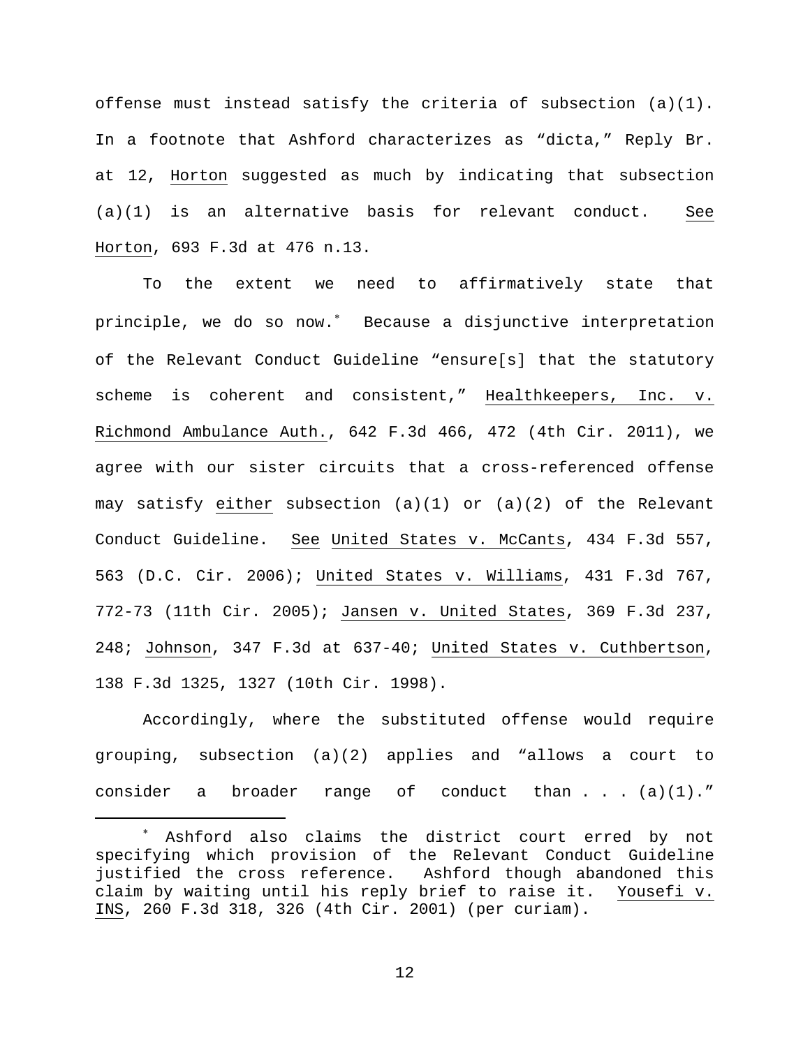offense must instead satisfy the criteria of subsection (a)(1). In a footnote that Ashford characterizes as "dicta," Reply Br. at 12, Horton suggested as much by indicating that subsection (a)(1) is an alternative basis for relevant conduct. See Horton, 693 F.3d at 476 n.13.

To the extent we need to affirmatively state that principle, we do so now.* Because a disjunctive interpretation of the Relevant Conduct Guideline "ensure[s] that the statutory scheme is coherent and consistent," Healthkeepers, Inc. v. Richmond Ambulance Auth., 642 F.3d 466, 472 (4th Cir. 2011), we agree with our sister circuits that a cross-referenced offense may satisfy either subsection (a)(1) or (a)(2) of the Relevant Conduct Guideline. See United States v. McCants, 434 F.3d 557, 563 (D.C. Cir. 2006); United States v. Williams, 431 F.3d 767, 772-73 (11th Cir. 2005); Jansen v. United States, 369 F.3d 237, 248; Johnson, 347 F.3d at 637-40; United States v. Cuthbertson, 138 F.3d 1325, 1327 (10th Cir. 1998).

Accordingly, where the substituted offense would require grouping, subsection (a)(2) applies and "allows a court to consider a broader range of conduct than . . . (a)(1)."

---

* Ashford also claims the district court erred by not specifying which provision of the Relevant Conduct Guideline justified the cross reference. Ashford though abandoned this claim by waiting until his reply brief to raise it. Yousefi v. INS, 260 F.3d 318, 326 (4th Cir. 2001) (per curiam).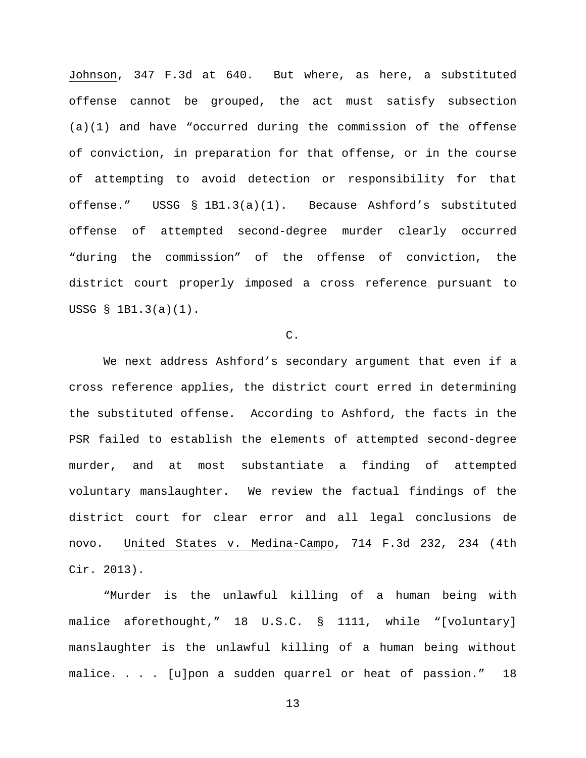Johnson, 347 F.3d at 640. But where, as here, a substituted offense cannot be grouped, the act must satisfy subsection (a)(1) and have "occurred during the commission of the offense of conviction, in preparation for that offense, or in the course of attempting to avoid detection or responsibility for that offense." USSG § 1B1.3(a)(1). Because Ashford's substituted offense of attempted second-degree murder clearly occurred "during the commission" of the offense of conviction, the district court properly imposed a cross reference pursuant to USSG § 1B1.3(a)(1).

C.

We next address Ashford's secondary argument that even if a cross reference applies, the district court erred in determining the substituted offense. According to Ashford, the facts in the PSR failed to establish the elements of attempted second-degree murder, and at most substantiate a finding of attempted voluntary manslaughter. We review the factual findings of the district court for clear error and all legal conclusions de novo. United States v. Medina-Campo, 714 F.3d 232, 234 (4th Cir. 2013).

"Murder is the unlawful killing of a human being with malice aforethought," 18 U.S.C. § 1111, while "[voluntary] manslaughter is the unlawful killing of a human being without malice. . . . [u]pon a sudden quarrel or heat of passion." 18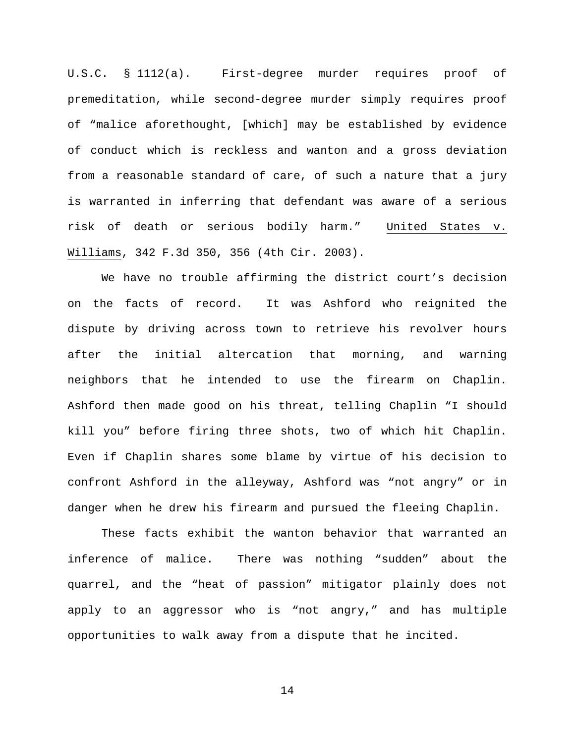U.S.C. § 1112(a). First-degree murder requires proof of premeditation, while second-degree murder simply requires proof of "malice aforethought, [which] may be established by evidence of conduct which is reckless and wanton and a gross deviation from a reasonable standard of care, of such a nature that a jury is warranted in inferring that defendant was aware of a serious risk of death or serious bodily harm." United States v. Williams, 342 F.3d 350, 356 (4th Cir. 2003).

We have no trouble affirming the district court's decision on the facts of record. It was Ashford who reignited the dispute by driving across town to retrieve his revolver hours after the initial altercation that morning, and warning neighbors that he intended to use the firearm on Chaplin. Ashford then made good on his threat, telling Chaplin "I should kill you" before firing three shots, two of which hit Chaplin. Even if Chaplin shares some blame by virtue of his decision to confront Ashford in the alleyway, Ashford was "not angry" or in danger when he drew his firearm and pursued the fleeing Chaplin.

These facts exhibit the wanton behavior that warranted an inference of malice. There was nothing "sudden" about the quarrel, and the "heat of passion" mitigator plainly does not apply to an aggressor who is "not angry," and has multiple opportunities to walk away from a dispute that he incited.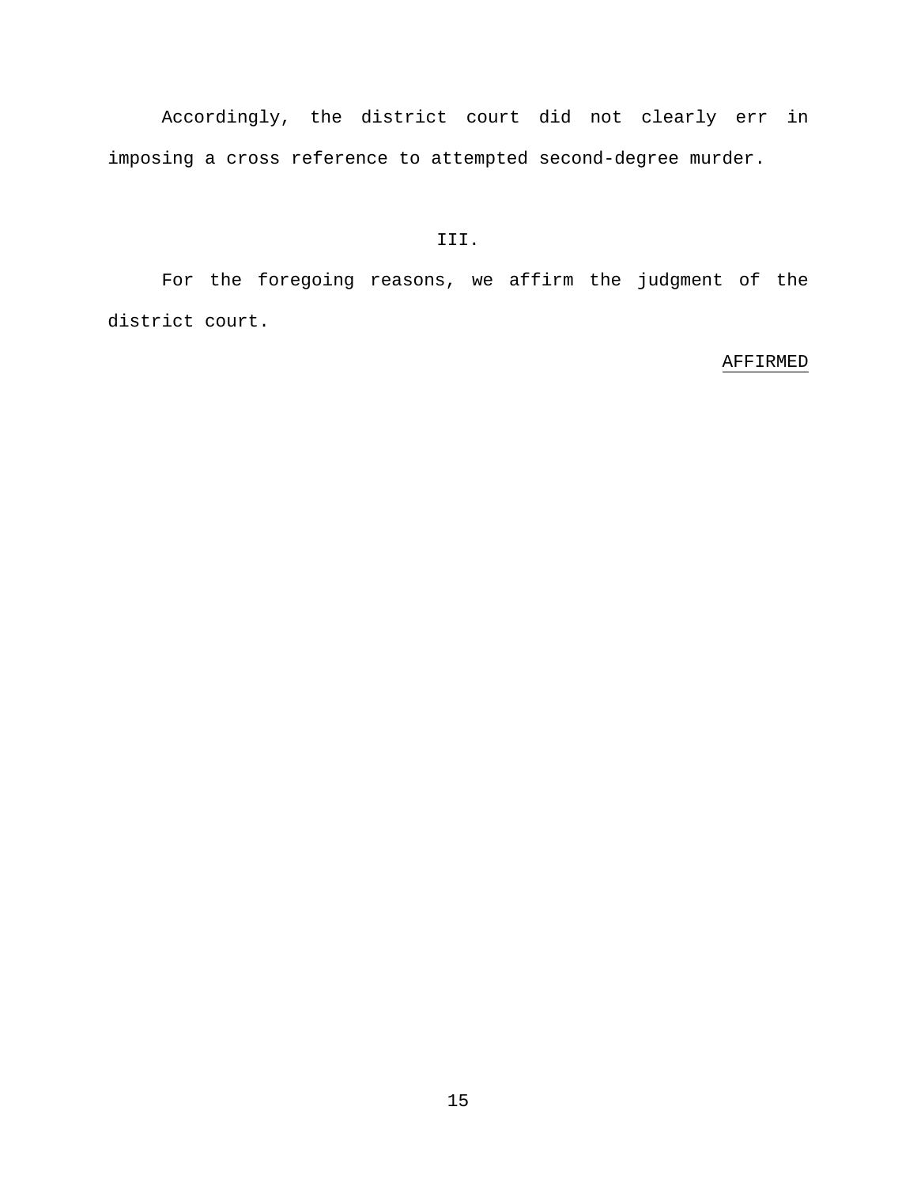Accordingly, the district court did not clearly err in imposing a cross reference to attempted second-degree murder.

## III.

For the foregoing reasons, we affirm the judgment of the district court.

AFFIRMED